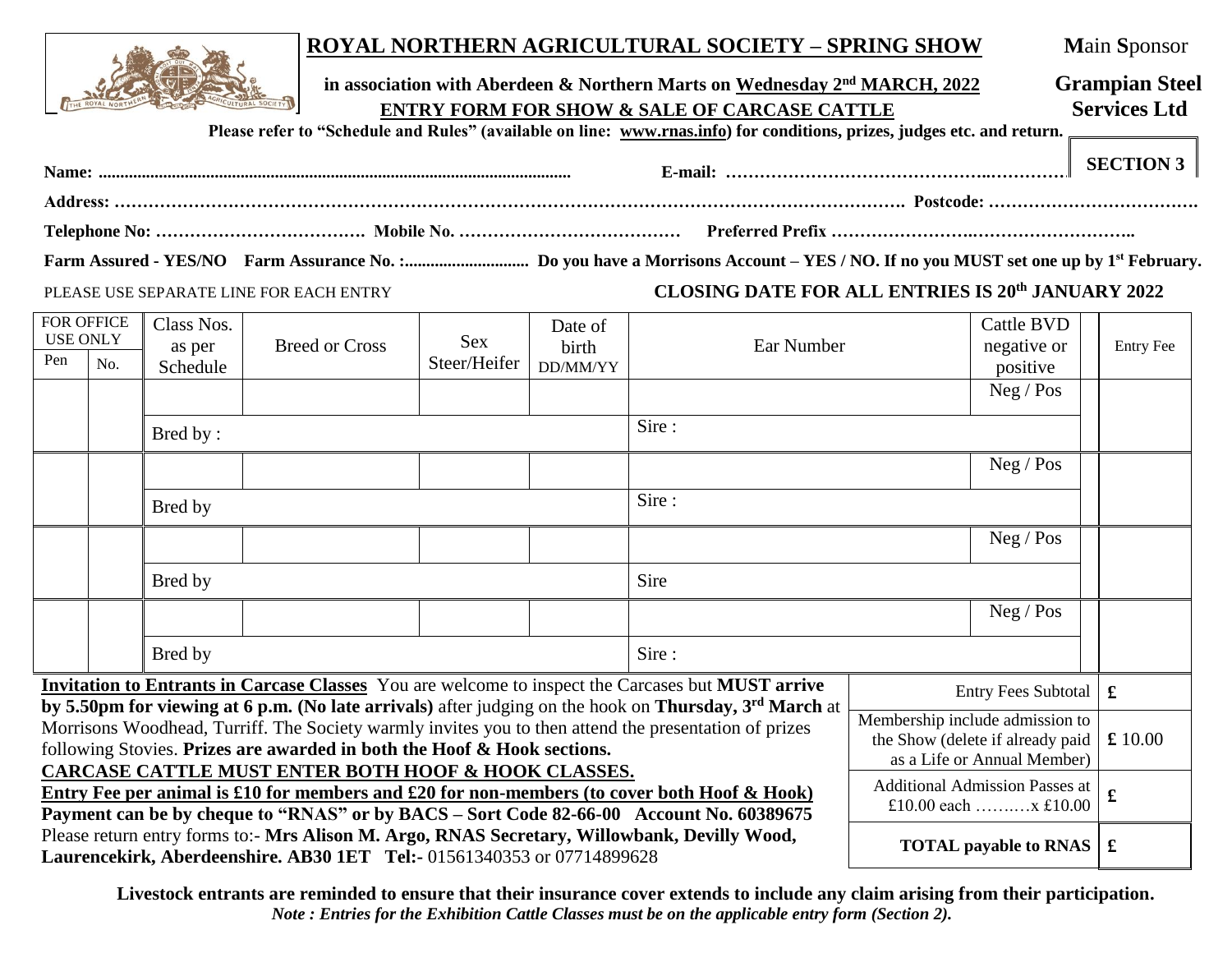# ROYAL NORTHERN AGRICULTURAL SOCIETY – SPRING SHOW

**Main Sponsor**
**Grampian Steel Services Ltd**

**in association with Aberdeen & Northern Marts on Wednesday 2nd MARCH, 2022**

**ENTRY FORM FOR SHOW & SALE OF CARCASE CATTLE**

**Please refer to "Schedule and Rules" (available on line: www.rnas.info) for conditions, prizes, judges etc. and return.**

**SECTION 3**

**Name:** .................................................................................................... **E-mail:** ………………………………………….…………

**Address:** …………………………………………………………………………………………………………………. **Postcode:** ……………………………….

**Telephone No:** ………………………………. **Mobile No.** ………………………………… **Preferred Prefix** ……………………….……………………..

**Farm Assured - YES/NO Farm Assurance No. :............................ Do you have a Morrisons Account – YES / NO. If no you MUST set one up by 1st February.**

PLEASE USE SEPARATE LINE FOR EACH ENTRY **CLOSING DATE FOR ALL ENTRIES IS 20th JANUARY 2022**

| FOR OFFICE USE ONLY | | Class Nos. as per Schedule | Breed or Cross | Sex Steer/Heifer | Date of birth DD/MM/YY | Ear Number | Cattle BVD negative or positive | | Entry Fee |
|---|---|---|---|---|---|---|---|---|---|
| Pen | No. | | | | | | | | |
| | | | | | | | Neg / Pos | | |
| | | Bred by : | | | | Sire : | | | |
| | | | | | | | Neg / Pos | | |
| | | Bred by | | | | Sire : | | | |
| | | | | | | | Neg / Pos | | |
| | | Bred by | | | | Sire | | | |
| | | | | | | | Neg / Pos | | |
| | | Bred by | | | | Sire : | | | |

**Invitation to Entrants in Carcase Classes** You are welcome to inspect the Carcases but **MUST arrive by 5.50pm for viewing at 6 p.m. (No late arrivals)** after judging on the hook on **Thursday, 3rd March** at Morrisons Woodhead, Turriff. The Society warmly invites you to then attend the presentation of prizes following Stovies. **Prizes are awarded in both the Hoof & Hook sections.**

**CARCASE CATTLE MUST ENTER BOTH HOOF & HOOK CLASSES.**

**Entry Fee per animal is £10 for members and £20 for non-members (to cover both Hoof & Hook)**

**Payment can be by cheque to "RNAS" or by BACS – Sort Code 82-66-00 Account No. 60389675**

Please return entry forms to:- **Mrs Alison M. Argo, RNAS Secretary, Willowbank, Devilly Wood, Laurencekirk, Aberdeenshire. AB30 1ET Tel:-** 01561340353 or 07714899628

| | |
|---|---|
| Entry Fees Subtotal | £ |
| Membership include admission to the Show (delete if already paid as a Life or Annual Member) | £ 10.00 |
| Additional Admission Passes at £10.00 each ……..…x £10.00 | £ |
| **TOTAL payable to RNAS** | £ |

**Livestock entrants are reminded to ensure that their insurance cover extends to include any claim arising from their participation.**

***Note : Entries for the Exhibition Cattle Classes must be on the applicable entry form (Section 2).***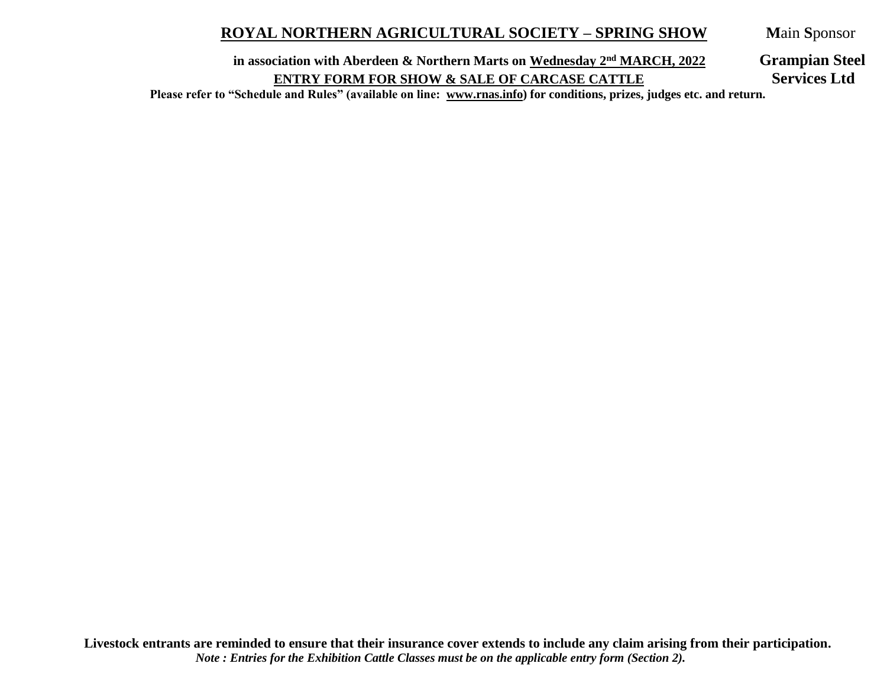**ROYAL NORTHERN AGRICULTURAL SOCIETY – SPRING SHOW**

**M**ain **S**ponsor

**Grampian Steel Services Ltd**

**in association with Aberdeen & Northern Marts on Wednesday 2nd MARCH, 2022**

**ENTRY FORM FOR SHOW & SALE OF CARCASE CATTLE**

**Please refer to "Schedule and Rules" (available on line: www.rnas.info) for conditions, prizes, judges etc. and return.**

**Livestock entrants are reminded to ensure that their insurance cover extends to include any claim arising from their participation.**

***Note : Entries for the Exhibition Cattle Classes must be on the applicable entry form (Section 2).***